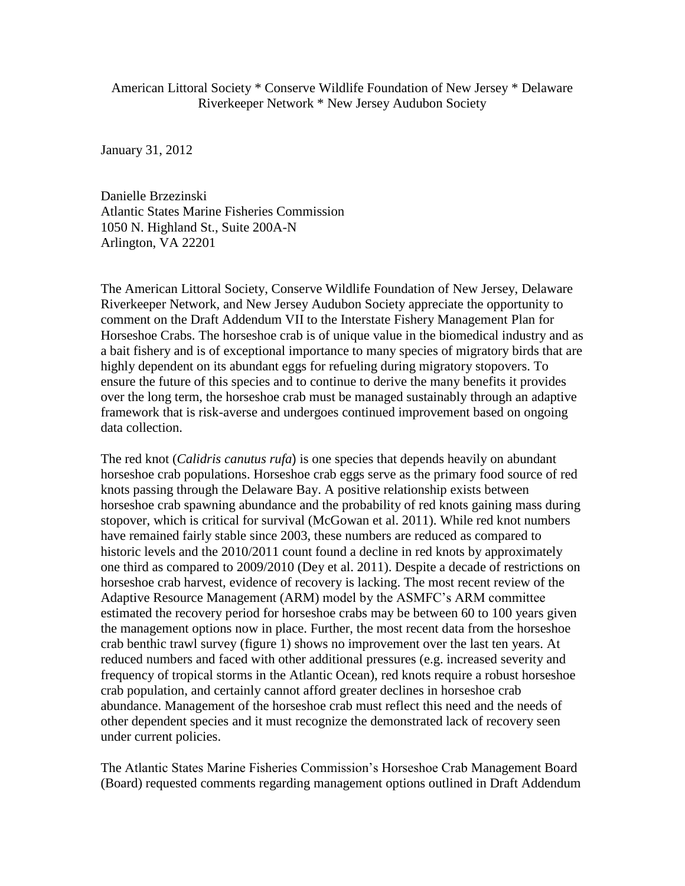American Littoral Society * Conserve Wildlife Foundation of New Jersey * Delaware Riverkeeper Network * New Jersey Audubon Society

January 31, 2012

Danielle Brzezinski
Atlantic States Marine Fisheries Commission
1050 N. Highland St., Suite 200A-N
Arlington, VA 22201

The American Littoral Society, Conserve Wildlife Foundation of New Jersey, Delaware Riverkeeper Network, and New Jersey Audubon Society appreciate the opportunity to comment on the Draft Addendum VII to the Interstate Fishery Management Plan for Horseshoe Crabs. The horseshoe crab is of unique value in the biomedical industry and as a bait fishery and is of exceptional importance to many species of migratory birds that are highly dependent on its abundant eggs for refueling during migratory stopovers. To ensure the future of this species and to continue to derive the many benefits it provides over the long term, the horseshoe crab must be managed sustainably through an adaptive framework that is risk-averse and undergoes continued improvement based on ongoing data collection.

The red knot (*Calidris canutus rufa*) is one species that depends heavily on abundant horseshoe crab populations. Horseshoe crab eggs serve as the primary food source of red knots passing through the Delaware Bay. A positive relationship exists between horseshoe crab spawning abundance and the probability of red knots gaining mass during stopover, which is critical for survival (McGowan et al. 2011). While red knot numbers have remained fairly stable since 2003, these numbers are reduced as compared to historic levels and the 2010/2011 count found a decline in red knots by approximately one third as compared to 2009/2010 (Dey et al. 2011). Despite a decade of restrictions on horseshoe crab harvest, evidence of recovery is lacking. The most recent review of the Adaptive Resource Management (ARM) model by the ASMFC's ARM committee estimated the recovery period for horseshoe crabs may be between 60 to 100 years given the management options now in place. Further, the most recent data from the horseshoe crab benthic trawl survey (figure 1) shows no improvement over the last ten years. At reduced numbers and faced with other additional pressures (e.g. increased severity and frequency of tropical storms in the Atlantic Ocean), red knots require a robust horseshoe crab population, and certainly cannot afford greater declines in horseshoe crab abundance. Management of the horseshoe crab must reflect this need and the needs of other dependent species and it must recognize the demonstrated lack of recovery seen under current policies.

The Atlantic States Marine Fisheries Commission's Horseshoe Crab Management Board (Board) requested comments regarding management options outlined in Draft Addendum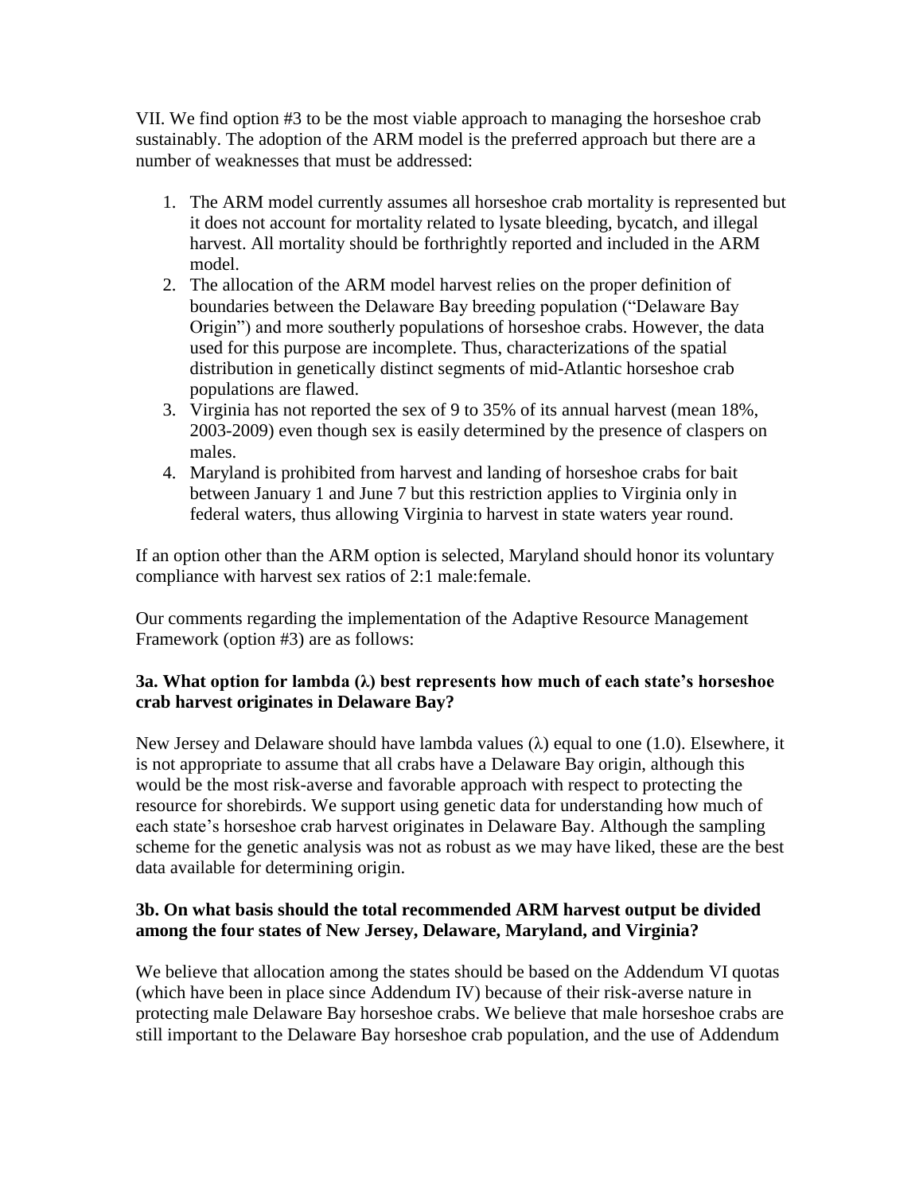VII. We find option #3 to be the most viable approach to managing the horseshoe crab sustainably. The adoption of the ARM model is the preferred approach but there are a number of weaknesses that must be addressed:

1. The ARM model currently assumes all horseshoe crab mortality is represented but it does not account for mortality related to lysate bleeding, bycatch, and illegal harvest. All mortality should be forthrightly reported and included in the ARM model.
2. The allocation of the ARM model harvest relies on the proper definition of boundaries between the Delaware Bay breeding population ("Delaware Bay Origin") and more southerly populations of horseshoe crabs. However, the data used for this purpose are incomplete. Thus, characterizations of the spatial distribution in genetically distinct segments of mid-Atlantic horseshoe crab populations are flawed.
3. Virginia has not reported the sex of 9 to 35% of its annual harvest (mean 18%, 2003-2009) even though sex is easily determined by the presence of claspers on males.
4. Maryland is prohibited from harvest and landing of horseshoe crabs for bait between January 1 and June 7 but this restriction applies to Virginia only in federal waters, thus allowing Virginia to harvest in state waters year round.

If an option other than the ARM option is selected, Maryland should honor its voluntary compliance with harvest sex ratios of 2:1 male:female.

Our comments regarding the implementation of the Adaptive Resource Management Framework (option #3) are as follows:

**3a. What option for lambda (λ) best represents how much of each state's horseshoe crab harvest originates in Delaware Bay?**

New Jersey and Delaware should have lambda values (λ) equal to one (1.0). Elsewhere, it is not appropriate to assume that all crabs have a Delaware Bay origin, although this would be the most risk-averse and favorable approach with respect to protecting the resource for shorebirds. We support using genetic data for understanding how much of each state's horseshoe crab harvest originates in Delaware Bay. Although the sampling scheme for the genetic analysis was not as robust as we may have liked, these are the best data available for determining origin.

**3b. On what basis should the total recommended ARM harvest output be divided among the four states of New Jersey, Delaware, Maryland, and Virginia?**

We believe that allocation among the states should be based on the Addendum VI quotas (which have been in place since Addendum IV) because of their risk-averse nature in protecting male Delaware Bay horseshoe crabs. We believe that male horseshoe crabs are still important to the Delaware Bay horseshoe crab population, and the use of Addendum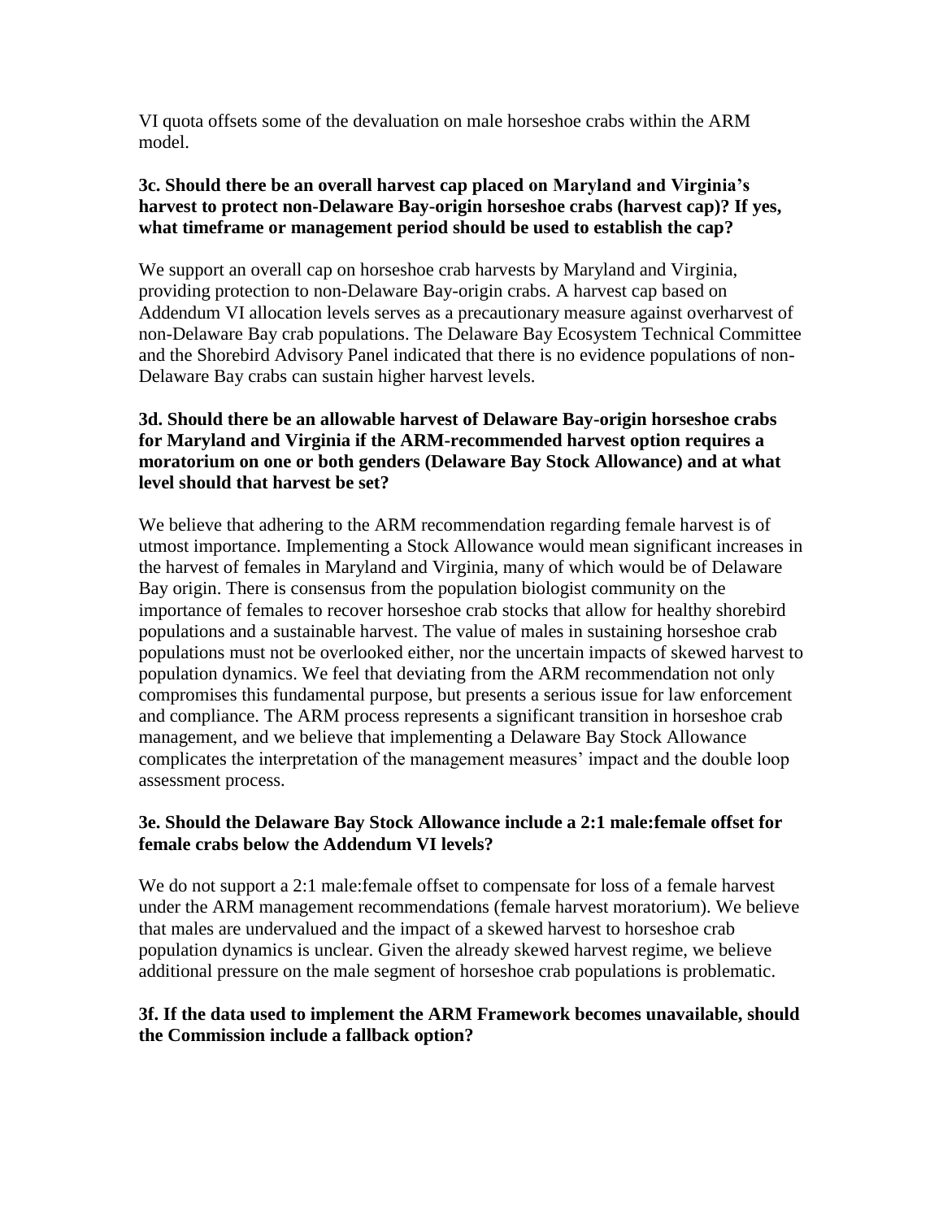VI quota offsets some of the devaluation on male horseshoe crabs within the ARM model.

**3c. Should there be an overall harvest cap placed on Maryland and Virginia's harvest to protect non-Delaware Bay-origin horseshoe crabs (harvest cap)? If yes, what timeframe or management period should be used to establish the cap?**

We support an overall cap on horseshoe crab harvests by Maryland and Virginia, providing protection to non-Delaware Bay-origin crabs. A harvest cap based on Addendum VI allocation levels serves as a precautionary measure against overharvest of non-Delaware Bay crab populations. The Delaware Bay Ecosystem Technical Committee and the Shorebird Advisory Panel indicated that there is no evidence populations of non-Delaware Bay crabs can sustain higher harvest levels.

**3d. Should there be an allowable harvest of Delaware Bay-origin horseshoe crabs for Maryland and Virginia if the ARM-recommended harvest option requires a moratorium on one or both genders (Delaware Bay Stock Allowance) and at what level should that harvest be set?**

We believe that adhering to the ARM recommendation regarding female harvest is of utmost importance. Implementing a Stock Allowance would mean significant increases in the harvest of females in Maryland and Virginia, many of which would be of Delaware Bay origin. There is consensus from the population biologist community on the importance of females to recover horseshoe crab stocks that allow for healthy shorebird populations and a sustainable harvest. The value of males in sustaining horseshoe crab populations must not be overlooked either, nor the uncertain impacts of skewed harvest to population dynamics. We feel that deviating from the ARM recommendation not only compromises this fundamental purpose, but presents a serious issue for law enforcement and compliance. The ARM process represents a significant transition in horseshoe crab management, and we believe that implementing a Delaware Bay Stock Allowance complicates the interpretation of the management measures' impact and the double loop assessment process.

**3e. Should the Delaware Bay Stock Allowance include a 2:1 male:female offset for female crabs below the Addendum VI levels?**

We do not support a 2:1 male:female offset to compensate for loss of a female harvest under the ARM management recommendations (female harvest moratorium). We believe that males are undervalued and the impact of a skewed harvest to horseshoe crab population dynamics is unclear. Given the already skewed harvest regime, we believe additional pressure on the male segment of horseshoe crab populations is problematic.

**3f. If the data used to implement the ARM Framework becomes unavailable, should the Commission include a fallback option?**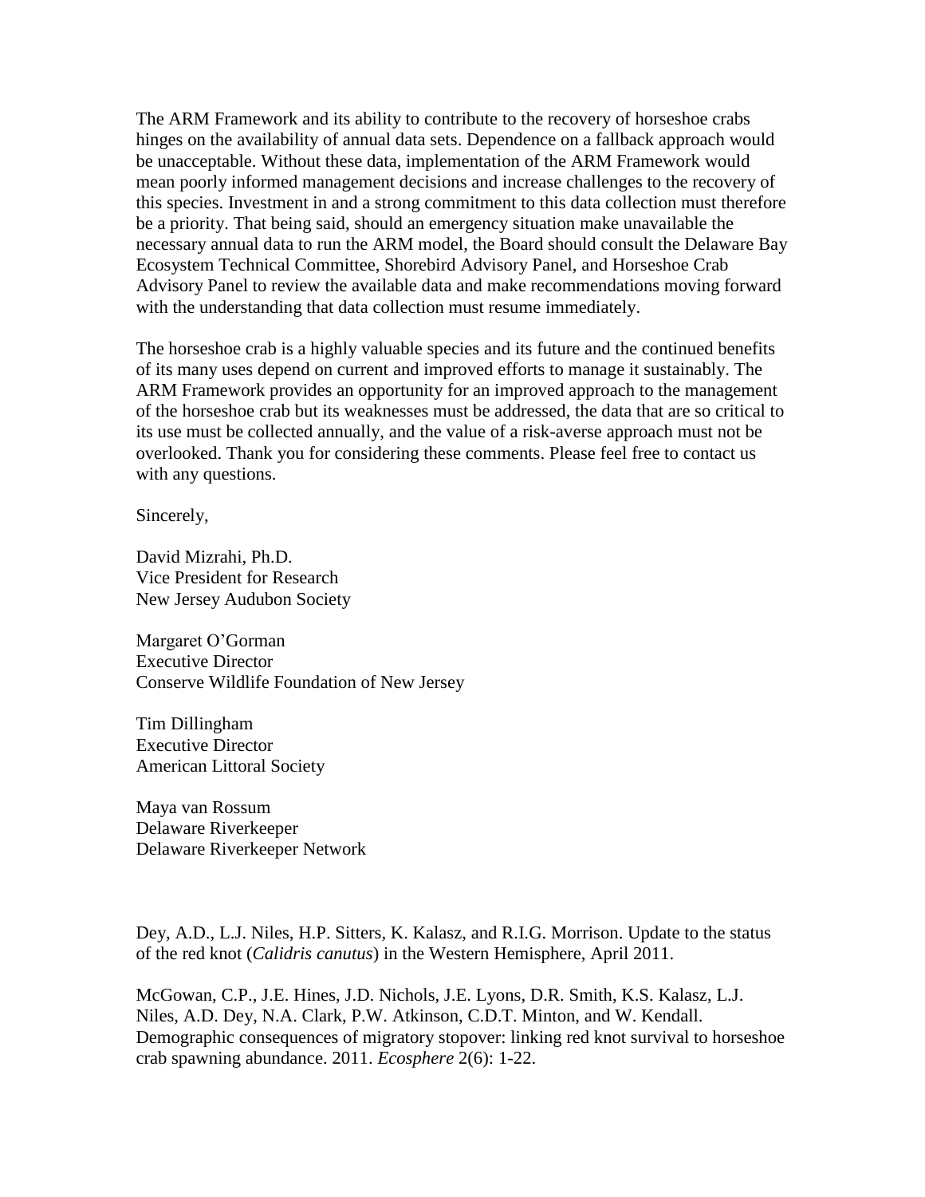The ARM Framework and its ability to contribute to the recovery of horseshoe crabs hinges on the availability of annual data sets. Dependence on a fallback approach would be unacceptable. Without these data, implementation of the ARM Framework would mean poorly informed management decisions and increase challenges to the recovery of this species. Investment in and a strong commitment to this data collection must therefore be a priority. That being said, should an emergency situation make unavailable the necessary annual data to run the ARM model, the Board should consult the Delaware Bay Ecosystem Technical Committee, Shorebird Advisory Panel, and Horseshoe Crab Advisory Panel to review the available data and make recommendations moving forward with the understanding that data collection must resume immediately.

The horseshoe crab is a highly valuable species and its future and the continued benefits of its many uses depend on current and improved efforts to manage it sustainably. The ARM Framework provides an opportunity for an improved approach to the management of the horseshoe crab but its weaknesses must be addressed, the data that are so critical to its use must be collected annually, and the value of a risk-averse approach must not be overlooked. Thank you for considering these comments. Please feel free to contact us with any questions.

Sincerely,

David Mizrahi, Ph.D.
Vice President for Research
New Jersey Audubon Society

Margaret O'Gorman
Executive Director
Conserve Wildlife Foundation of New Jersey

Tim Dillingham
Executive Director
American Littoral Society

Maya van Rossum
Delaware Riverkeeper
Delaware Riverkeeper Network

Dey, A.D., L.J. Niles, H.P. Sitters, K. Kalasz, and R.I.G. Morrison. Update to the status of the red knot (*Calidris canutus*) in the Western Hemisphere, April 2011.

McGowan, C.P., J.E. Hines, J.D. Nichols, J.E. Lyons, D.R. Smith, K.S. Kalasz, L.J. Niles, A.D. Dey, N.A. Clark, P.W. Atkinson, C.D.T. Minton, and W. Kendall. Demographic consequences of migratory stopover: linking red knot survival to horseshoe crab spawning abundance. 2011. *Ecosphere* 2(6): 1-22.